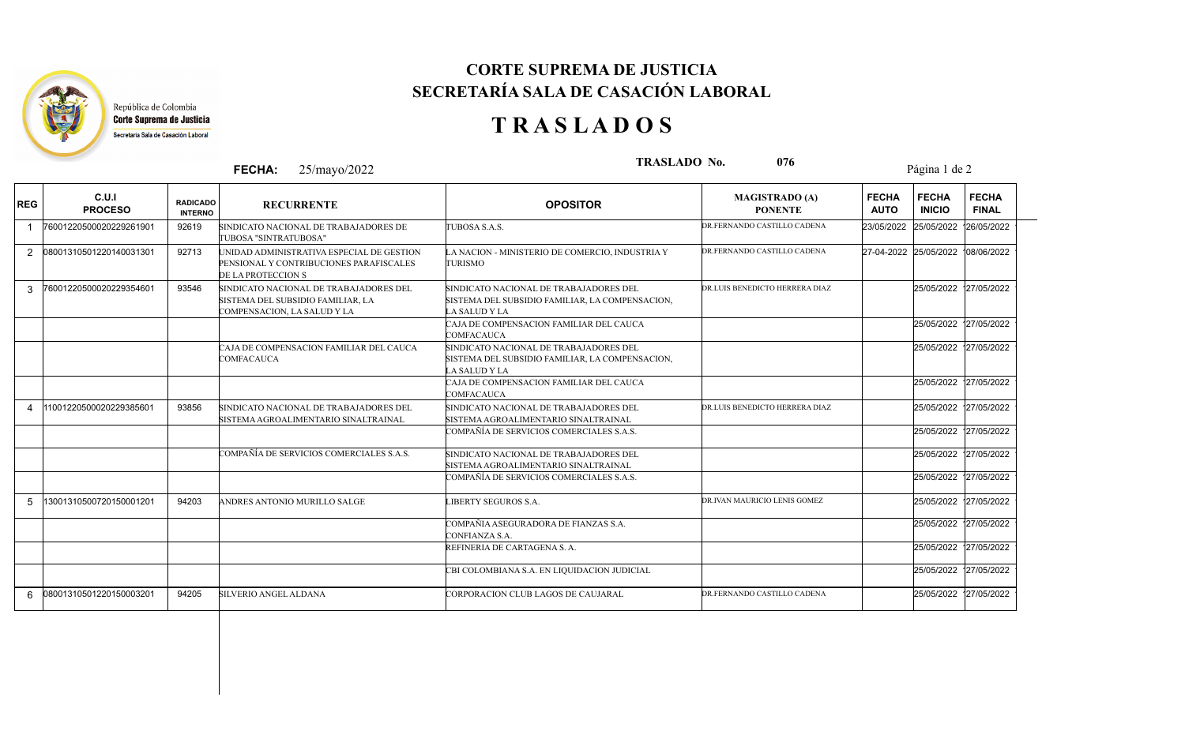República de Colombia
Corte Suprema de Justicia
Secretaría Sala de Casación Laboral

# CORTE SUPREMA DE JUSTICIA
## SECRETARÍA SALA DE CASACIÓN LABORAL

# T R A S L A D O S

**FECHA:** 25/mayo/2022 **TRASLADO No.** 076

| REG | C.U.I PROCESO | RADICADO INTERNO | RECURRENTE | OPOSITOR | MAGISTRADO (A) PONENTE | FECHA AUTO | FECHA INICIO | FECHA FINAL |
|---|---|---|---|---|---|---|---|---|
| 1 | 76001220500020229261901 | 92619 | SINDICATO NACIONAL DE TRABAJADORES DE TUBOSA "SINTRATUBOSA" | TUBOSA S.A.S. | DR.FERNANDO CASTILLO CADENA | 23/05/2022 | 25/05/2022 | 26/05/2022 |
| 2 | 08001310501220140031301 | 92713 | UNIDAD ADMINISTRATIVA ESPECIAL DE GESTION PENSIONAL Y CONTRIBUCIONES PARAFISCALES DE LA PROTECCION S | LA NACION - MINISTERIO DE COMERCIO, INDUSTRIA Y TURISMO | DR.FERNANDO CASTILLO CADENA | 27-04-2022 | 25/05/2022 | 08/06/2022 |
| 3 | 76001220500020229354601 | 93546 | SINDICATO NACIONAL DE TRABAJADORES DEL SISTEMA DEL SUBSIDIO FAMILIAR, LA COMPENSACION, LA SALUD Y LA | SINDICATO NACIONAL DE TRABAJADORES DEL SISTEMA DEL SUBSIDIO FAMILIAR, LA COMPENSACION, LA SALUD Y LA | DR.LUIS BENEDICTO HERRERA DIAZ | | 25/05/2022 | 27/05/2022 |
| | | | | CAJA DE COMPENSACION FAMILIAR DEL CAUCA COMFACAUCA | | | 25/05/2022 | 27/05/2022 |
| | | | CAJA DE COMPENSACION FAMILIAR DEL CAUCA COMFACAUCA | SINDICATO NACIONAL DE TRABAJADORES DEL SISTEMA DEL SUBSIDIO FAMILIAR, LA COMPENSACION, LA SALUD Y LA | | | 25/05/2022 | 27/05/2022 |
| | | | | CAJA DE COMPENSACION FAMILIAR DEL CAUCA COMFACAUCA | | | 25/05/2022 | 27/05/2022 |
| 4 | 11001220500020229385601 | 93856 | SINDICATO NACIONAL DE TRABAJADORES DEL SISTEMA AGROALIMENTARIO SINALTRAINAL | SINDICATO NACIONAL DE TRABAJADORES DEL SISTEMA AGROALIMENTARIO SINALTRAINAL | DR.LUIS BENEDICTO HERRERA DIAZ | | 25/05/2022 | 27/05/2022 |
| | | | | COMPAÑÍA DE SERVICIOS COMERCIALES S.A.S. | | | 25/05/2022 | 27/05/2022 |
| | | | COMPAÑÍA DE SERVICIOS COMERCIALES S.A.S. | SINDICATO NACIONAL DE TRABAJADORES DEL SISTEMA AGROALIMENTARIO SINALTRAINAL | | | 25/05/2022 | 27/05/2022 |
| | | | | COMPAÑÍA DE SERVICIOS COMERCIALES S.A.S. | | | 25/05/2022 | 27/05/2022 |
| 5 | 13001310500720150001201 | 94203 | ANDRES ANTONIO MURILLO SALGE | LIBERTY SEGUROS S.A. | DR.IVAN MAURICIO LENIS GOMEZ | | 25/05/2022 | 27/05/2022 |
| | | | | COMPAÑIA ASEGURADORA DE FIANZAS S.A. CONFIANZA S.A. | | | 25/05/2022 | 27/05/2022 |
| | | | | REFINERIA DE CARTAGENA S. A. | | | 25/05/2022 | 27/05/2022 |
| | | | | CBI COLOMBIANA S.A. EN LIQUIDACION JUDICIAL | | | 25/05/2022 | 27/05/2022 |
| 6 | 08001310501220150003201 | 94205 | SILVERIO ANGEL ALDANA | CORPORACION CLUB LAGOS DE CAUJARAL | DR.FERNANDO CASTILLO CADENA | | 25/05/2022 | 27/05/2022 |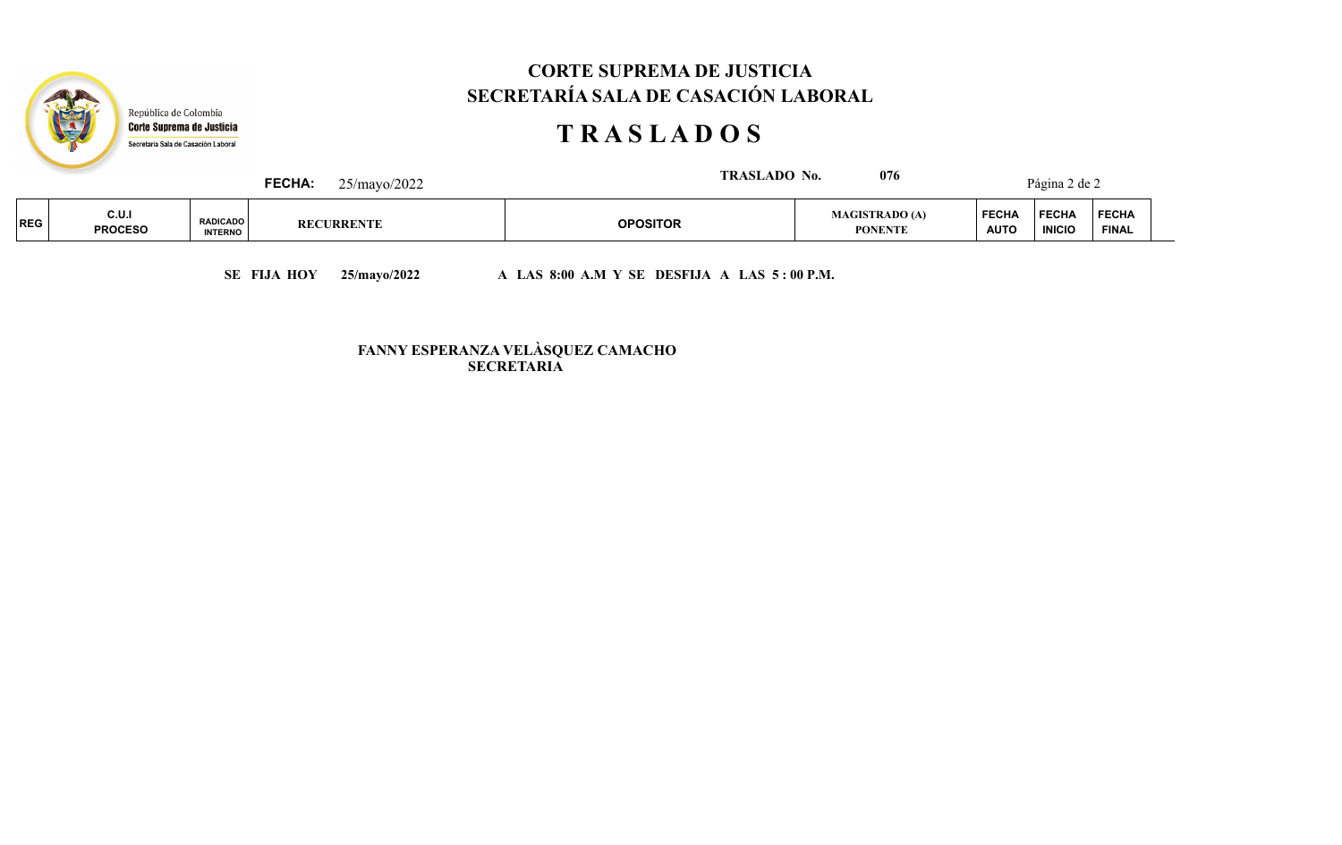República de Colombia
Corte Suprema de Justicia
Secretaría Sala de Casación Laboral

# CORTE SUPREMA DE JUSTICIA
## SECRETARÍA SALA DE CASACIÓN LABORAL

# T R A S L A D O S

**FECHA:** 25/mayo/2022 **TRASLADO No.** 076

| REG | C.U.I PROCESO | RADICADO INTERNO | RECURRENTE | OPOSITOR | MAGISTRADO (A) PONENTE | FECHA AUTO | FECHA INICIO | FECHA FINAL |
|---|---|---|---|---|---|---|---|---|

**SE FIJA HOY 25/mayo/2022 A LAS 8:00 A.M Y SE DESFIJA A LAS 5 : 00 P.M.**

**FANNY ESPERANZA VELÀSQUEZ CAMACHO**
**SECRETARIA**